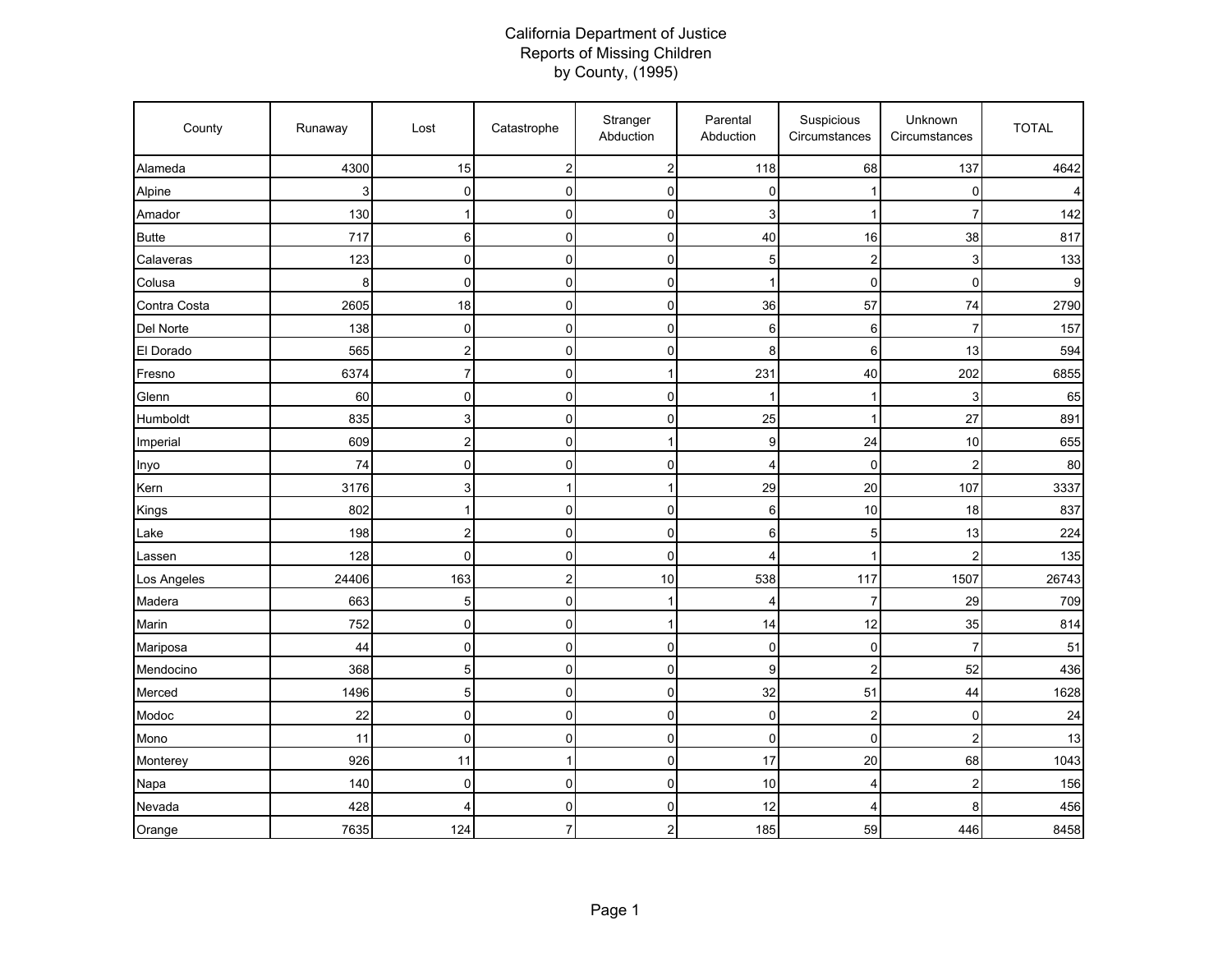# California Department of Justice
## Reports of Missing Children
## by County, (1995)

| County | Runaway | Lost | Catastrophe | Stranger Abduction | Parental Abduction | Suspicious Circumstances | Unknown Circumstances | TOTAL |
|---|---|---|---|---|---|---|---|---|
| Alameda | 4300 | 15 | 2 | 2 | 118 | 68 | 137 | 4642 |
| Alpine | 3 | 0 | 0 | 0 | 0 | 1 | 0 | 4 |
| Amador | 130 | 1 | 0 | 0 | 3 | 1 | 7 | 142 |
| Butte | 717 | 6 | 0 | 0 | 40 | 16 | 38 | 817 |
| Calaveras | 123 | 0 | 0 | 0 | 5 | 2 | 3 | 133 |
| Colusa | 8 | 0 | 0 | 0 | 1 | 0 | 0 | 9 |
| Contra Costa | 2605 | 18 | 0 | 0 | 36 | 57 | 74 | 2790 |
| Del Norte | 138 | 0 | 0 | 0 | 6 | 6 | 7 | 157 |
| El Dorado | 565 | 2 | 0 | 0 | 8 | 6 | 13 | 594 |
| Fresno | 6374 | 7 | 0 | 1 | 231 | 40 | 202 | 6855 |
| Glenn | 60 | 0 | 0 | 0 | 1 | 1 | 3 | 65 |
| Humboldt | 835 | 3 | 0 | 0 | 25 | 1 | 27 | 891 |
| Imperial | 609 | 2 | 0 | 1 | 9 | 24 | 10 | 655 |
| Inyo | 74 | 0 | 0 | 0 | 4 | 0 | 2 | 80 |
| Kern | 3176 | 3 | 1 | 1 | 29 | 20 | 107 | 3337 |
| Kings | 802 | 1 | 0 | 0 | 6 | 10 | 18 | 837 |
| Lake | 198 | 2 | 0 | 0 | 6 | 5 | 13 | 224 |
| Lassen | 128 | 0 | 0 | 0 | 4 | 1 | 2 | 135 |
| Los Angeles | 24406 | 163 | 2 | 10 | 538 | 117 | 1507 | 26743 |
| Madera | 663 | 5 | 0 | 1 | 4 | 7 | 29 | 709 |
| Marin | 752 | 0 | 0 | 1 | 14 | 12 | 35 | 814 |
| Mariposa | 44 | 0 | 0 | 0 | 0 | 0 | 7 | 51 |
| Mendocino | 368 | 5 | 0 | 0 | 9 | 2 | 52 | 436 |
| Merced | 1496 | 5 | 0 | 0 | 32 | 51 | 44 | 1628 |
| Modoc | 22 | 0 | 0 | 0 | 0 | 2 | 0 | 24 |
| Mono | 11 | 0 | 0 | 0 | 0 | 0 | 2 | 13 |
| Monterey | 926 | 11 | 1 | 0 | 17 | 20 | 68 | 1043 |
| Napa | 140 | 0 | 0 | 0 | 10 | 4 | 2 | 156 |
| Nevada | 428 | 4 | 0 | 0 | 12 | 4 | 8 | 456 |
| Orange | 7635 | 124 | 7 | 2 | 185 | 59 | 446 | 8458 |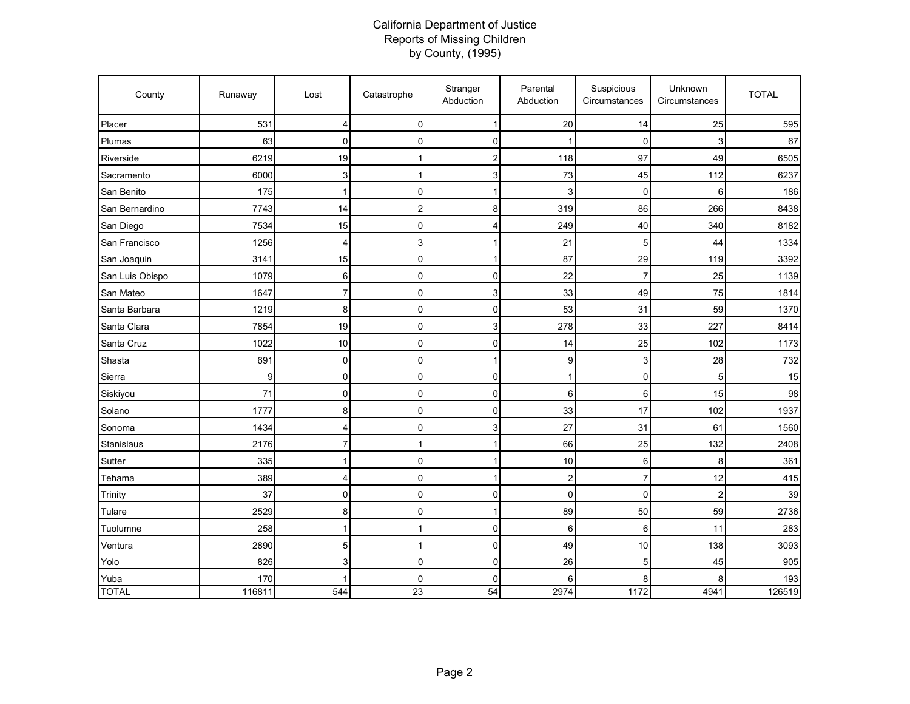# California Department of Justice
## Reports of Missing Children
## by County, (1995)

| County | Runaway | Lost | Catastrophe | Stranger Abduction | Parental Abduction | Suspicious Circumstances | Unknown Circumstances | TOTAL |
|---|---|---|---|---|---|---|---|---|
| Placer | 531 | 4 | 0 | 1 | 20 | 14 | 25 | 595 |
| Plumas | 63 | 0 | 0 | 0 | 1 | 0 | 3 | 67 |
| Riverside | 6219 | 19 | 1 | 2 | 118 | 97 | 49 | 6505 |
| Sacramento | 6000 | 3 | 1 | 3 | 73 | 45 | 112 | 6237 |
| San Benito | 175 | 1 | 0 | 1 | 3 | 0 | 6 | 186 |
| San Bernardino | 7743 | 14 | 2 | 8 | 319 | 86 | 266 | 8438 |
| San Diego | 7534 | 15 | 0 | 4 | 249 | 40 | 340 | 8182 |
| San Francisco | 1256 | 4 | 3 | 1 | 21 | 5 | 44 | 1334 |
| San Joaquin | 3141 | 15 | 0 | 1 | 87 | 29 | 119 | 3392 |
| San Luis Obispo | 1079 | 6 | 0 | 0 | 22 | 7 | 25 | 1139 |
| San Mateo | 1647 | 7 | 0 | 3 | 33 | 49 | 75 | 1814 |
| Santa Barbara | 1219 | 8 | 0 | 0 | 53 | 31 | 59 | 1370 |
| Santa Clara | 7854 | 19 | 0 | 3 | 278 | 33 | 227 | 8414 |
| Santa Cruz | 1022 | 10 | 0 | 0 | 14 | 25 | 102 | 1173 |
| Shasta | 691 | 0 | 0 | 1 | 9 | 3 | 28 | 732 |
| Sierra | 9 | 0 | 0 | 0 | 1 | 0 | 5 | 15 |
| Siskiyou | 71 | 0 | 0 | 0 | 6 | 6 | 15 | 98 |
| Solano | 1777 | 8 | 0 | 0 | 33 | 17 | 102 | 1937 |
| Sonoma | 1434 | 4 | 0 | 3 | 27 | 31 | 61 | 1560 |
| Stanislaus | 2176 | 7 | 1 | 1 | 66 | 25 | 132 | 2408 |
| Sutter | 335 | 1 | 0 | 1 | 10 | 6 | 8 | 361 |
| Tehama | 389 | 4 | 0 | 1 | 2 | 7 | 12 | 415 |
| Trinity | 37 | 0 | 0 | 0 | 0 | 0 | 2 | 39 |
| Tulare | 2529 | 8 | 0 | 1 | 89 | 50 | 59 | 2736 |
| Tuolumne | 258 | 1 | 1 | 0 | 6 | 6 | 11 | 283 |
| Ventura | 2890 | 5 | 1 | 0 | 49 | 10 | 138 | 3093 |
| Yolo | 826 | 3 | 0 | 0 | 26 | 5 | 45 | 905 |
| Yuba | 170 | 1 | 0 | 0 | 6 | 8 | 8 | 193 |
| TOTAL | 116811 | 544 | 23 | 54 | 2974 | 1172 | 4941 | 126519 |